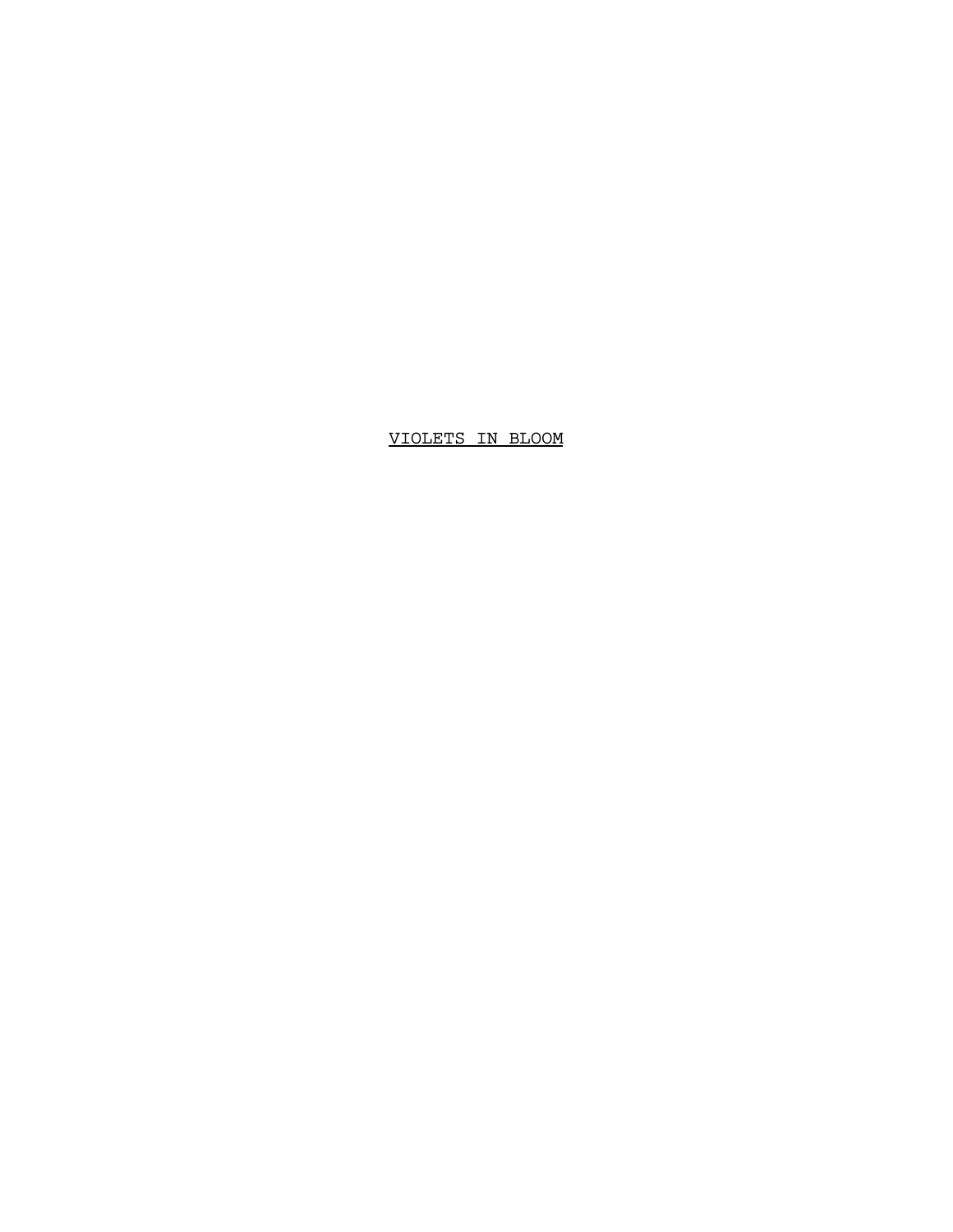# VIOLETS IN BLOOM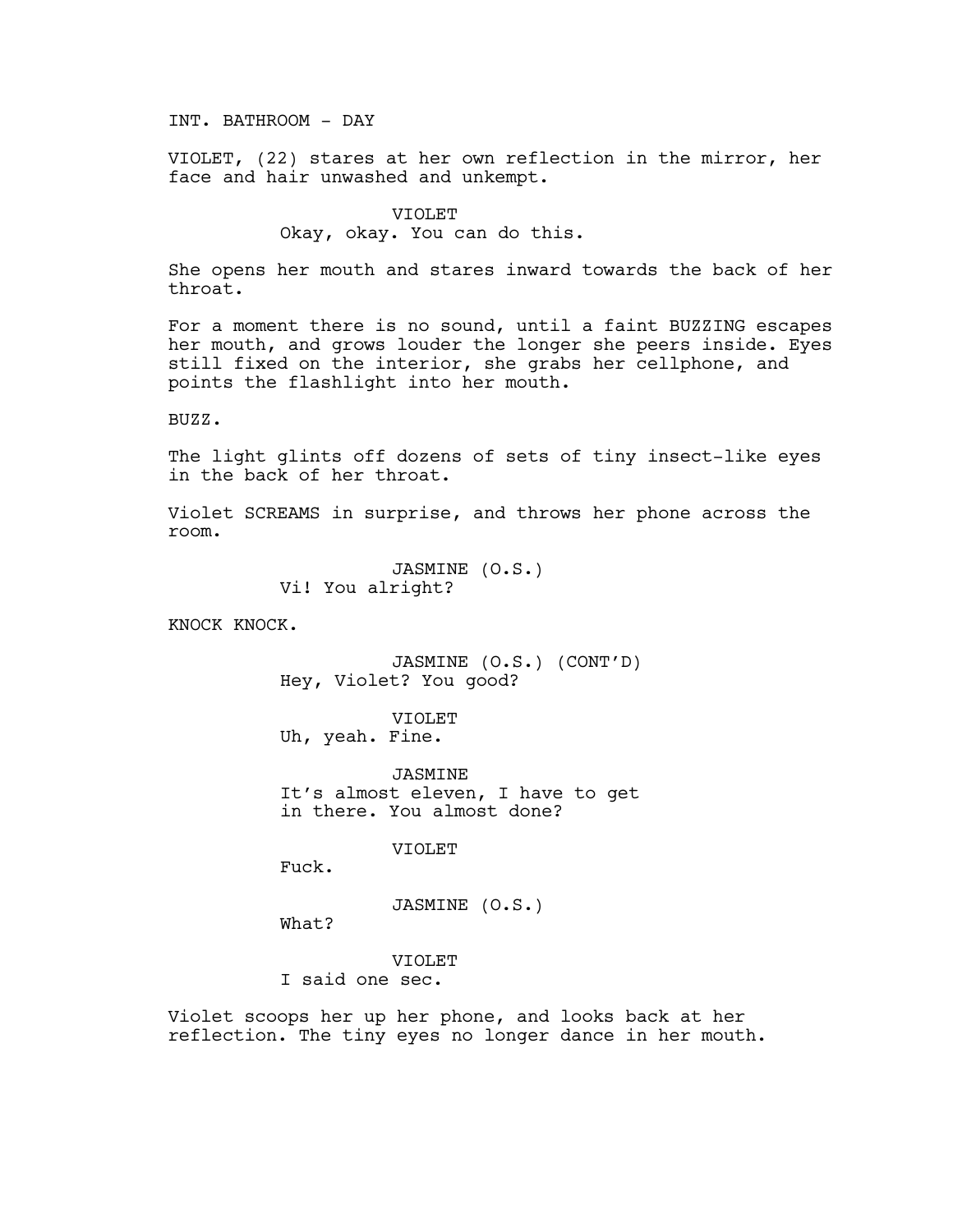INT. BATHROOM - DAY

VIOLET, (22) stares at her own reflection in the mirror, her face and hair unwashed and unkempt.

VIOLET
Okay, okay. You can do this.

She opens her mouth and stares inward towards the back of her throat.

For a moment there is no sound, until a faint BUZZING escapes her mouth, and grows louder the longer she peers inside. Eyes still fixed on the interior, she grabs her cellphone, and points the flashlight into her mouth.

BUZZ.

The light glints off dozens of sets of tiny insect-like eyes in the back of her throat.

Violet SCREAMS in surprise, and throws her phone across the room.

JASMINE (O.S.)
Vi! You alright?

KNOCK KNOCK.

JASMINE (O.S.) (CONT'D)
Hey, Violet? You good?

VIOLET
Uh, yeah. Fine.

JASMINE
It's almost eleven, I have to get in there. You almost done?

VIOLET
Fuck.

JASMINE (O.S.)
What?

VIOLET
I said one sec.

Violet scoops her up her phone, and looks back at her reflection. The tiny eyes no longer dance in her mouth.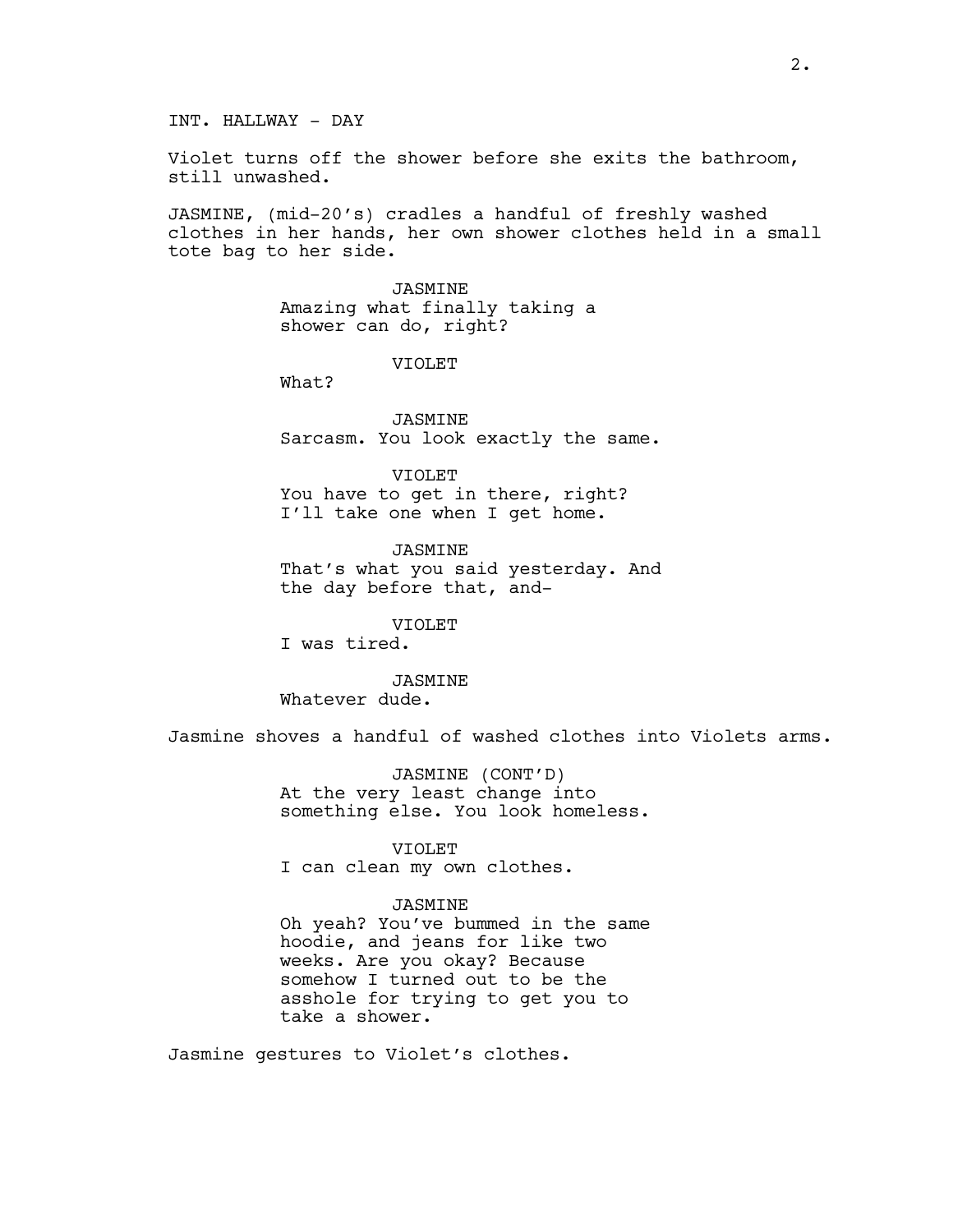INT. HALLWAY - DAY

Violet turns off the shower before she exits the bathroom, still unwashed.

JASMINE, (mid-20's) cradles a handful of freshly washed clothes in her hands, her own shower clothes held in a small tote bag to her side.

JASMINE
Amazing what finally taking a shower can do, right?

VIOLET
What?

JASMINE
Sarcasm. You look exactly the same.

VIOLET
You have to get in there, right? I'll take one when I get home.

JASMINE
That's what you said yesterday. And the day before that, and-

VIOLET
I was tired.

JASMINE
Whatever dude.

Jasmine shoves a handful of washed clothes into Violets arms.

JASMINE (CONT'D)
At the very least change into something else. You look homeless.

VIOLET
I can clean my own clothes.

JASMINE
Oh yeah? You've bummed in the same hoodie, and jeans for like two weeks. Are you okay? Because somehow I turned out to be the asshole for trying to get you to take a shower.

Jasmine gestures to Violet's clothes.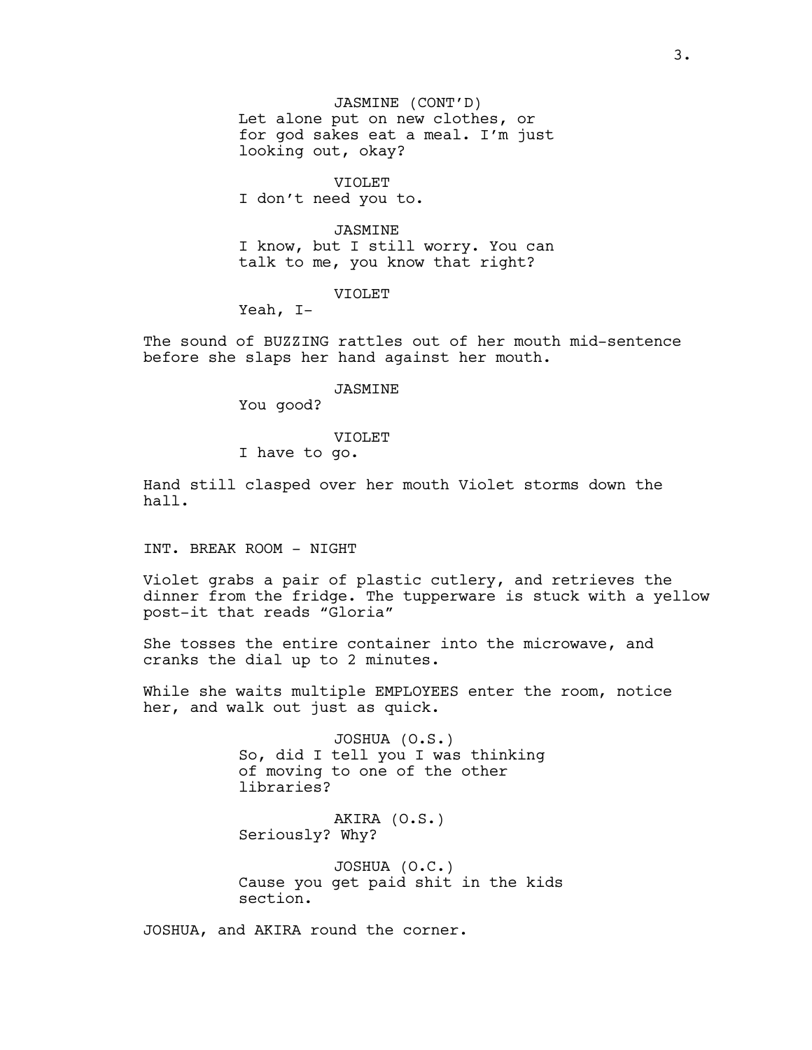JASMINE (CONT'D)
Let alone put on new clothes, or for god sakes eat a meal. I'm just looking out, okay?

VIOLET
I don't need you to.

JASMINE
I know, but I still worry. You can talk to me, you know that right?

VIOLET
Yeah, I-

The sound of BUZZING rattles out of her mouth mid-sentence before she slaps her hand against her mouth.

JASMINE
You good?

VIOLET
I have to go.

Hand still clasped over her mouth Violet storms down the hall.

INT. BREAK ROOM - NIGHT

Violet grabs a pair of plastic cutlery, and retrieves the dinner from the fridge. The tupperware is stuck with a yellow post-it that reads "Gloria"

She tosses the entire container into the microwave, and cranks the dial up to 2 minutes.

While she waits multiple EMPLOYEES enter the room, notice her, and walk out just as quick.

JOSHUA (O.S.)
So, did I tell you I was thinking of moving to one of the other libraries?

AKIRA (O.S.)
Seriously? Why?

JOSHUA (O.C.)
Cause you get paid shit in the kids section.

JOSHUA, and AKIRA round the corner.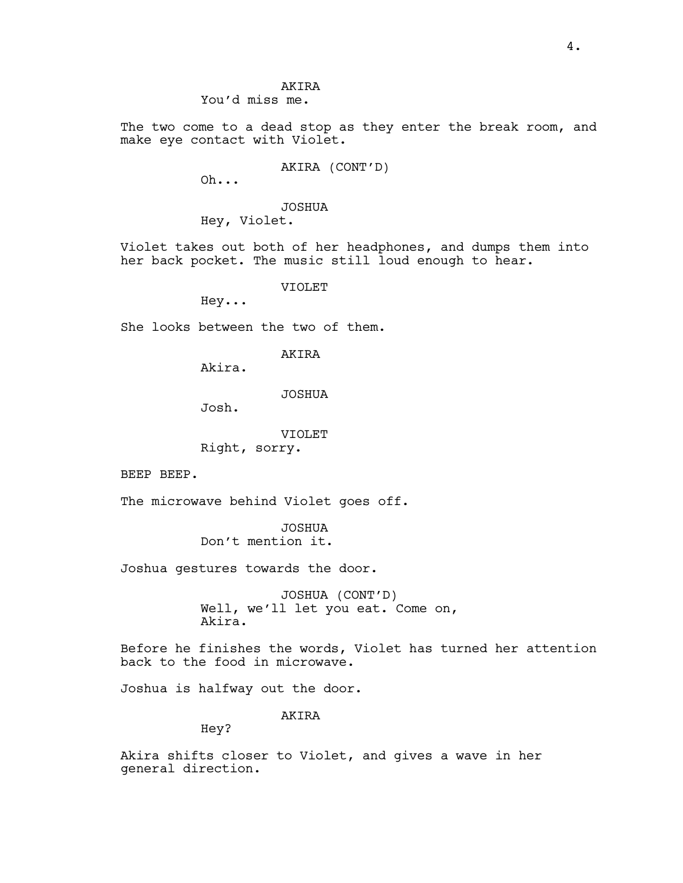AKIRA
You'd miss me.

The two come to a dead stop as they enter the break room, and make eye contact with Violet.

AKIRA (CONT'D)
Oh...

JOSHUA
Hey, Violet.

Violet takes out both of her headphones, and dumps them into her back pocket. The music still loud enough to hear.

VIOLET
Hey...

She looks between the two of them.

AKIRA
Akira.

JOSHUA
Josh.

VIOLET
Right, sorry.

BEEP BEEP.

The microwave behind Violet goes off.

JOSHUA
Don't mention it.

Joshua gestures towards the door.

JOSHUA (CONT'D)
Well, we'll let you eat. Come on, Akira.

Before he finishes the words, Violet has turned her attention back to the food in microwave.

Joshua is halfway out the door.

AKIRA
Hey?

Akira shifts closer to Violet, and gives a wave in her general direction.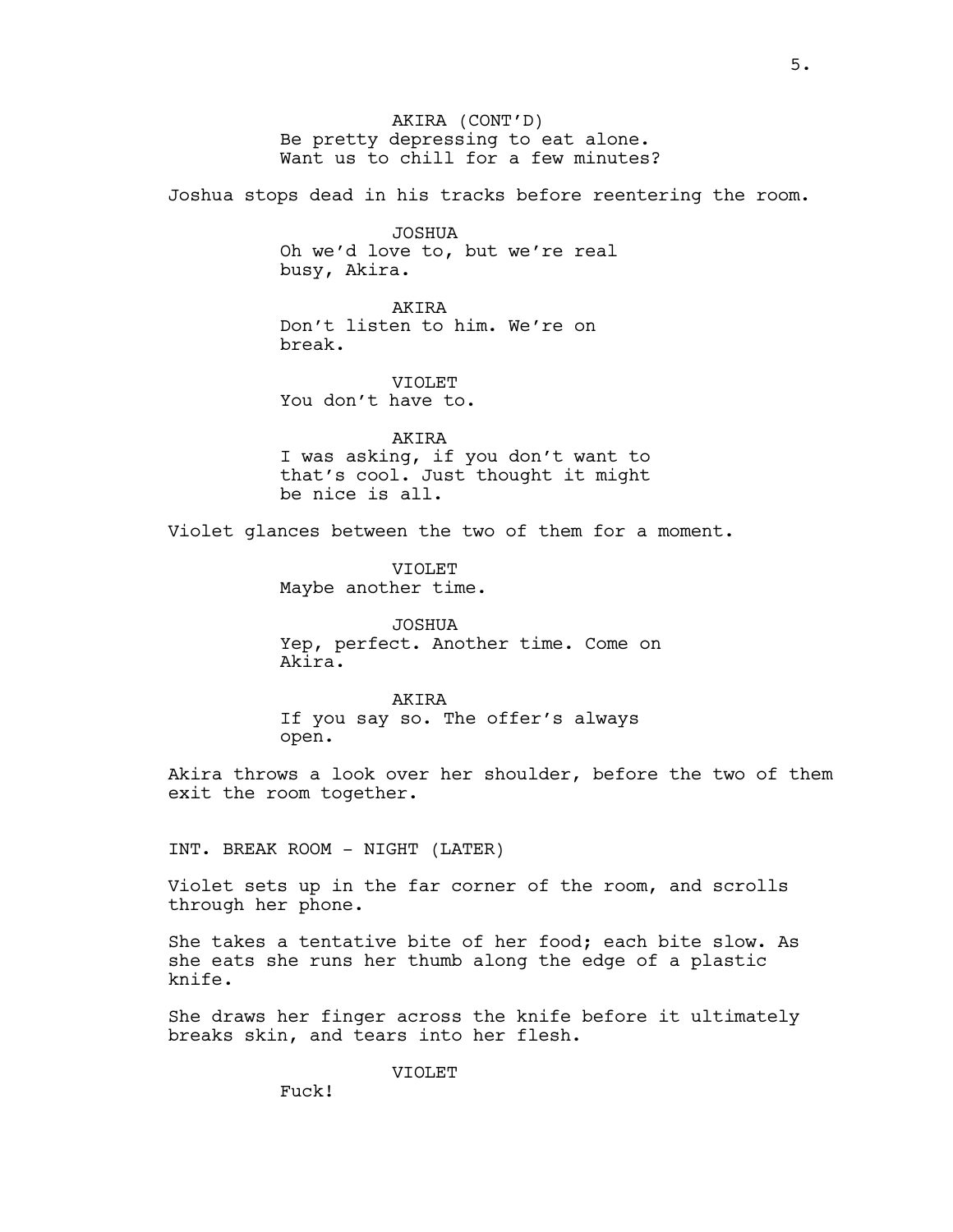AKIRA (CONT'D)
Be pretty depressing to eat alone.
Want us to chill for a few minutes?

Joshua stops dead in his tracks before reentering the room.

JOSHUA
Oh we'd love to, but we're real
busy, Akira.

AKIRA
Don't listen to him. We're on
break.

VIOLET
You don't have to.

AKIRA
I was asking, if you don't want to
that's cool. Just thought it might
be nice is all.

Violet glances between the two of them for a moment.

VIOLET
Maybe another time.

JOSHUA
Yep, perfect. Another time. Come on
Akira.

AKIRA
If you say so. The offer's always
open.

Akira throws a look over her shoulder, before the two of them exit the room together.

INT. BREAK ROOM - NIGHT (LATER)

Violet sets up in the far corner of the room, and scrolls through her phone.

She takes a tentative bite of her food; each bite slow. As she eats she runs her thumb along the edge of a plastic knife.

She draws her finger across the knife before it ultimately breaks skin, and tears into her flesh.

VIOLET
Fuck!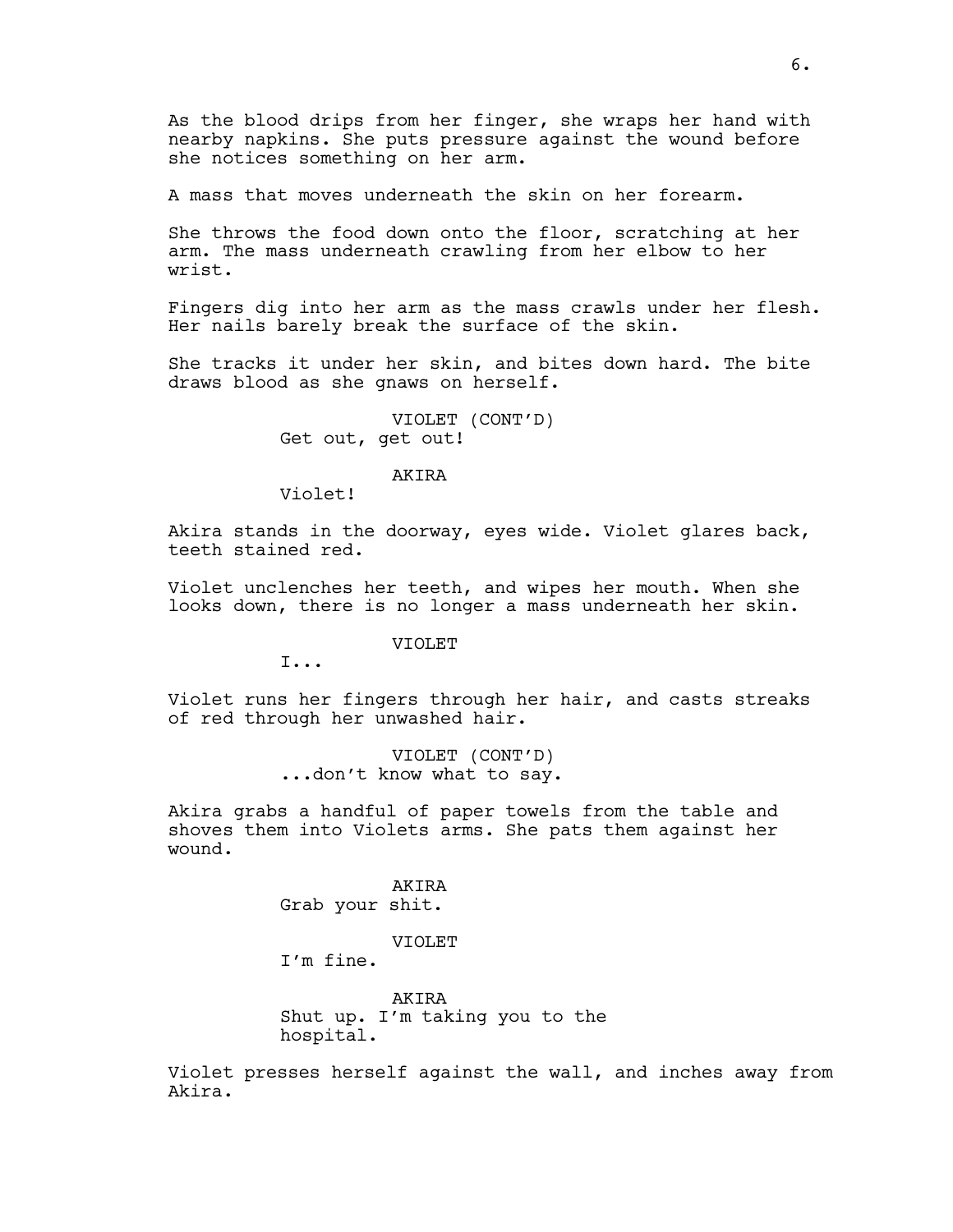As the blood drips from her finger, she wraps her hand with nearby napkins. She puts pressure against the wound before she notices something on her arm.

A mass that moves underneath the skin on her forearm.

She throws the food down onto the floor, scratching at her arm. The mass underneath crawling from her elbow to her wrist.

Fingers dig into her arm as the mass crawls under her flesh. Her nails barely break the surface of the skin.

She tracks it under her skin, and bites down hard. The bite draws blood as she gnaws on herself.

VIOLET (CONT'D)
Get out, get out!

AKIRA
Violet!

Akira stands in the doorway, eyes wide. Violet glares back, teeth stained red.

Violet unclenches her teeth, and wipes her mouth. When she looks down, there is no longer a mass underneath her skin.

VIOLET
I...

Violet runs her fingers through her hair, and casts streaks of red through her unwashed hair.

VIOLET (CONT'D)
...don't know what to say.

Akira grabs a handful of paper towels from the table and shoves them into Violets arms. She pats them against her wound.

AKIRA
Grab your shit.

VIOLET
I'm fine.

AKIRA
Shut up. I'm taking you to the hospital.

Violet presses herself against the wall, and inches away from Akira.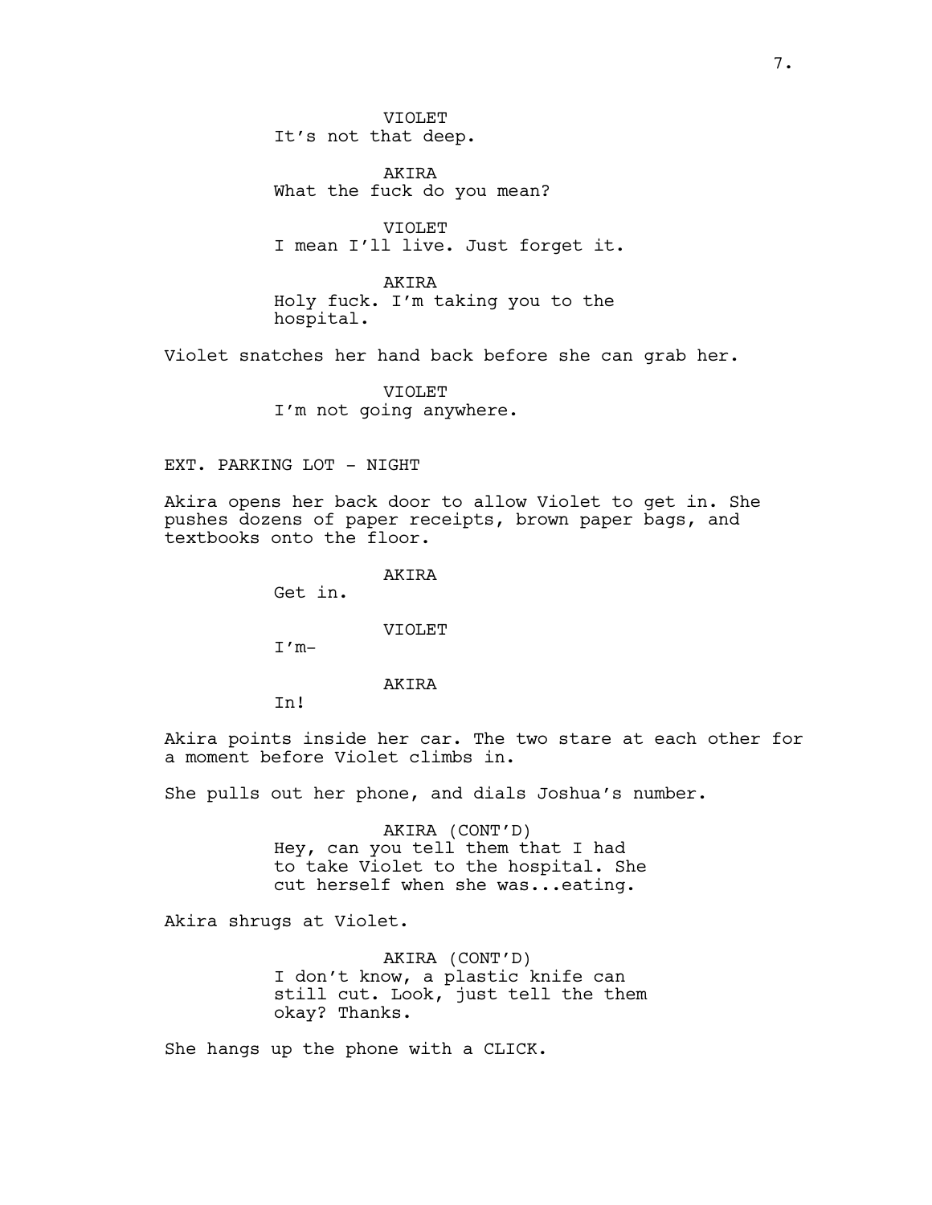VIOLET
It's not that deep.

AKIRA
What the fuck do you mean?

VIOLET
I mean I'll live. Just forget it.

AKIRA
Holy fuck. I'm taking you to the hospital.

Violet snatches her hand back before she can grab her.

VIOLET
I'm not going anywhere.

EXT. PARKING LOT - NIGHT

Akira opens her back door to allow Violet to get in. She pushes dozens of paper receipts, brown paper bags, and textbooks onto the floor.

AKIRA
Get in.

VIOLET
I'm-

AKIRA
In!

Akira points inside her car. The two stare at each other for a moment before Violet climbs in.

She pulls out her phone, and dials Joshua's number.

AKIRA (CONT'D)
Hey, can you tell them that I had to take Violet to the hospital. She cut herself when she was...eating.

Akira shrugs at Violet.

AKIRA (CONT'D)
I don't know, a plastic knife can still cut. Look, just tell the them okay? Thanks.

She hangs up the phone with a CLICK.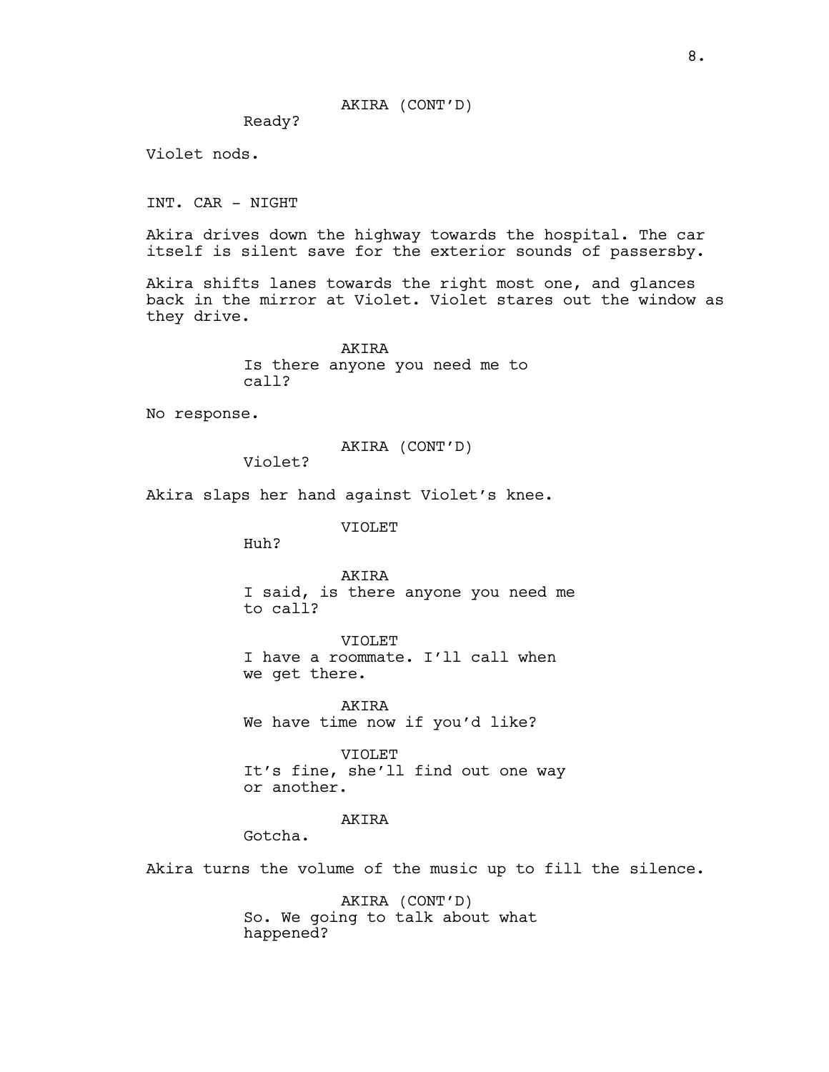AKIRA (CONT'D)
Ready?

Violet nods.

INT. CAR - NIGHT

Akira drives down the highway towards the hospital. The car itself is silent save for the exterior sounds of passersby.

Akira shifts lanes towards the right most one, and glances back in the mirror at Violet. Violet stares out the window as they drive.

AKIRA
Is there anyone you need me to call?

No response.

AKIRA (CONT'D)
Violet?

Akira slaps her hand against Violet's knee.

VIOLET
Huh?

AKIRA
I said, is there anyone you need me to call?

VIOLET
I have a roommate. I'll call when we get there.

AKIRA
We have time now if you'd like?

VIOLET
It's fine, she'll find out one way or another.

AKIRA
Gotcha.

Akira turns the volume of the music up to fill the silence.

AKIRA (CONT'D)
So. We going to talk about what happened?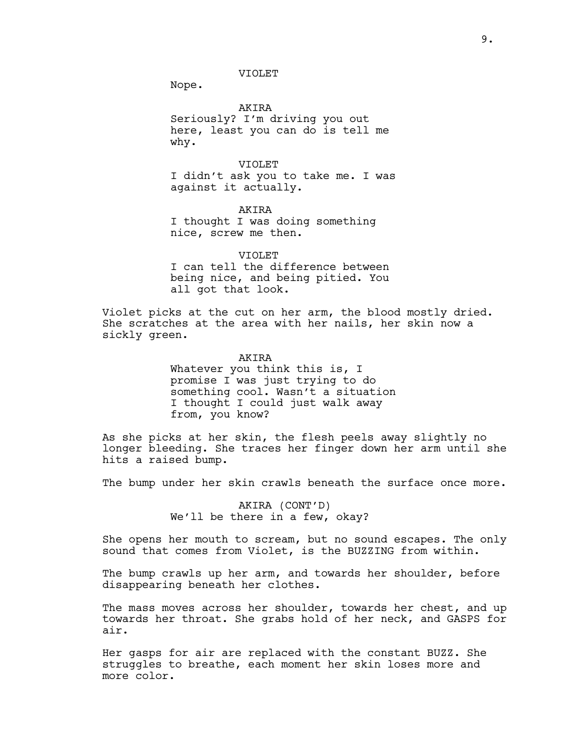VIOLET

Nope.

AKIRA

Seriously? I'm driving you out here, least you can do is tell me why.

VIOLET

I didn't ask you to take me. I was against it actually.

AKIRA

I thought I was doing something nice, screw me then.

VIOLET

I can tell the difference between being nice, and being pitied. You all got that look.

Violet picks at the cut on her arm, the blood mostly dried. She scratches at the area with her nails, her skin now a sickly green.

AKIRA

Whatever you think this is, I promise I was just trying to do something cool. Wasn't a situation I thought I could just walk away from, you know?

As she picks at her skin, the flesh peels away slightly no longer bleeding. She traces her finger down her arm until she hits a raised bump.

The bump under her skin crawls beneath the surface once more.

AKIRA (CONT'D)

We'll be there in a few, okay?

She opens her mouth to scream, but no sound escapes. The only sound that comes from Violet, is the BUZZING from within.

The bump crawls up her arm, and towards her shoulder, before disappearing beneath her clothes.

The mass moves across her shoulder, towards her chest, and up towards her throat. She grabs hold of her neck, and GASPS for air.

Her gasps for air are replaced with the constant BUZZ. She struggles to breathe, each moment her skin loses more and more color.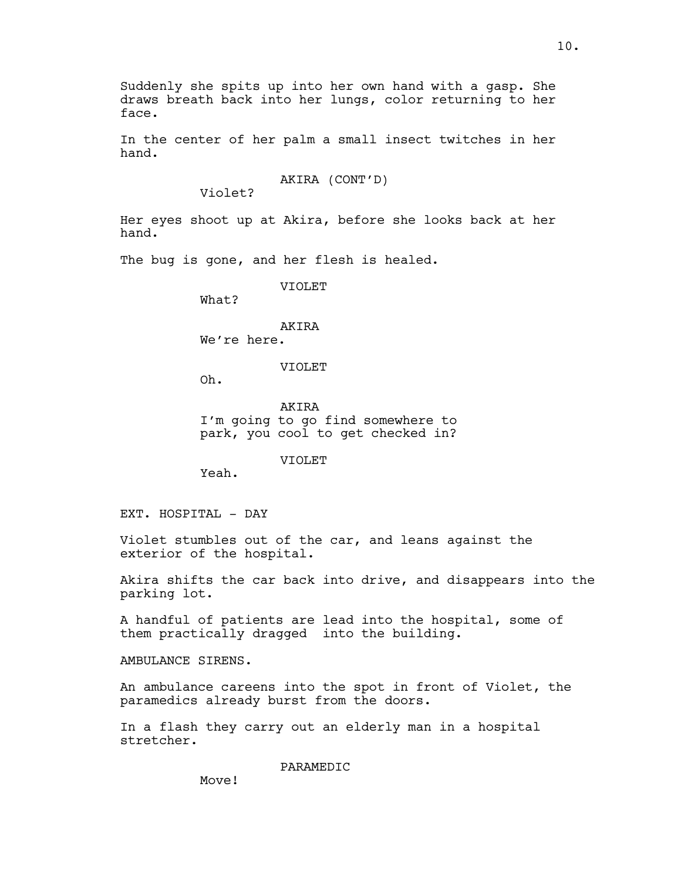Suddenly she spits up into her own hand with a gasp. She draws breath back into her lungs, color returning to her face.

In the center of her palm a small insect twitches in her hand.

AKIRA (CONT'D)
Violet?

Her eyes shoot up at Akira, before she looks back at her hand.

The bug is gone, and her flesh is healed.

VIOLET
What?

AKIRA
We're here.

VIOLET
Oh.

AKIRA
I'm going to go find somewhere to park, you cool to get checked in?

VIOLET
Yeah.

EXT. HOSPITAL - DAY

Violet stumbles out of the car, and leans against the exterior of the hospital.

Akira shifts the car back into drive, and disappears into the parking lot.

A handful of patients are lead into the hospital, some of them practically dragged into the building.

AMBULANCE SIRENS.

An ambulance careens into the spot in front of Violet, the paramedics already burst from the doors.

In a flash they carry out an elderly man in a hospital stretcher.

PARAMEDIC
Move!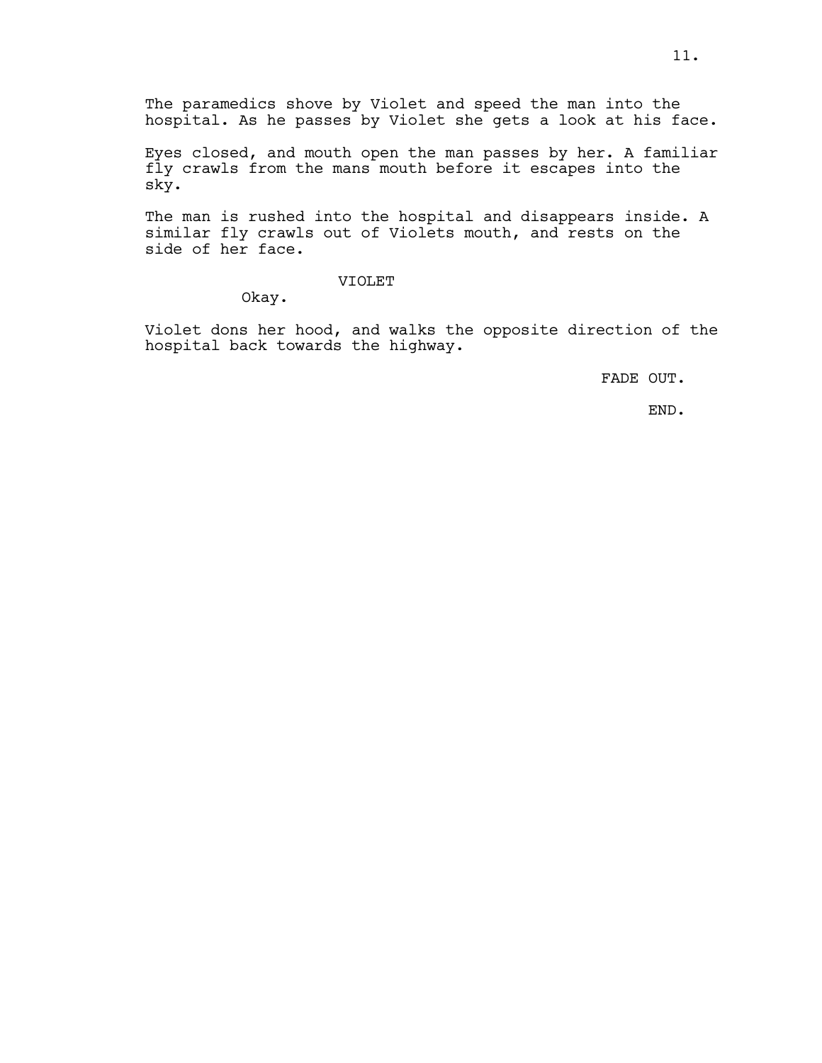The paramedics shove by Violet and speed the man into the hospital. As he passes by Violet she gets a look at his face.

Eyes closed, and mouth open the man passes by her. A familiar fly crawls from the mans mouth before it escapes into the sky.

The man is rushed into the hospital and disappears inside. A similar fly crawls out of Violets mouth, and rests on the side of her face.

VIOLET

Okay.

Violet dons her hood, and walks the opposite direction of the hospital back towards the highway.

FADE OUT.

END.